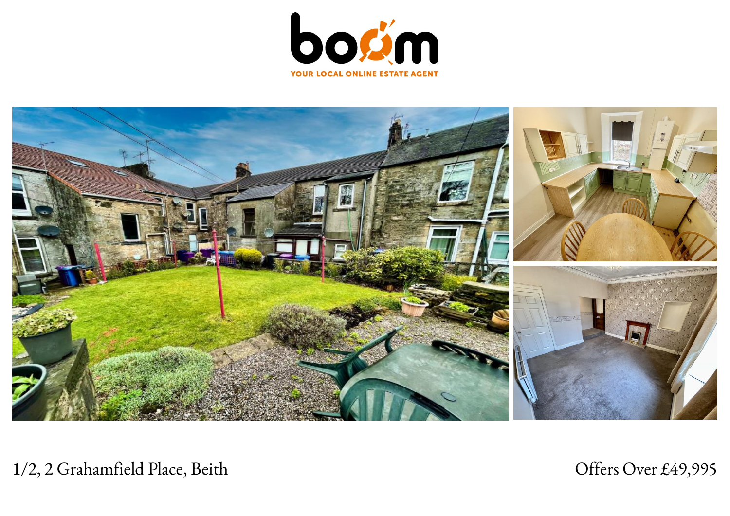boom

YOUR LOCAL ONLINE ESTATE AGENT

1/2, 2 Grahamfield Place, Beith

Offers Over £49,995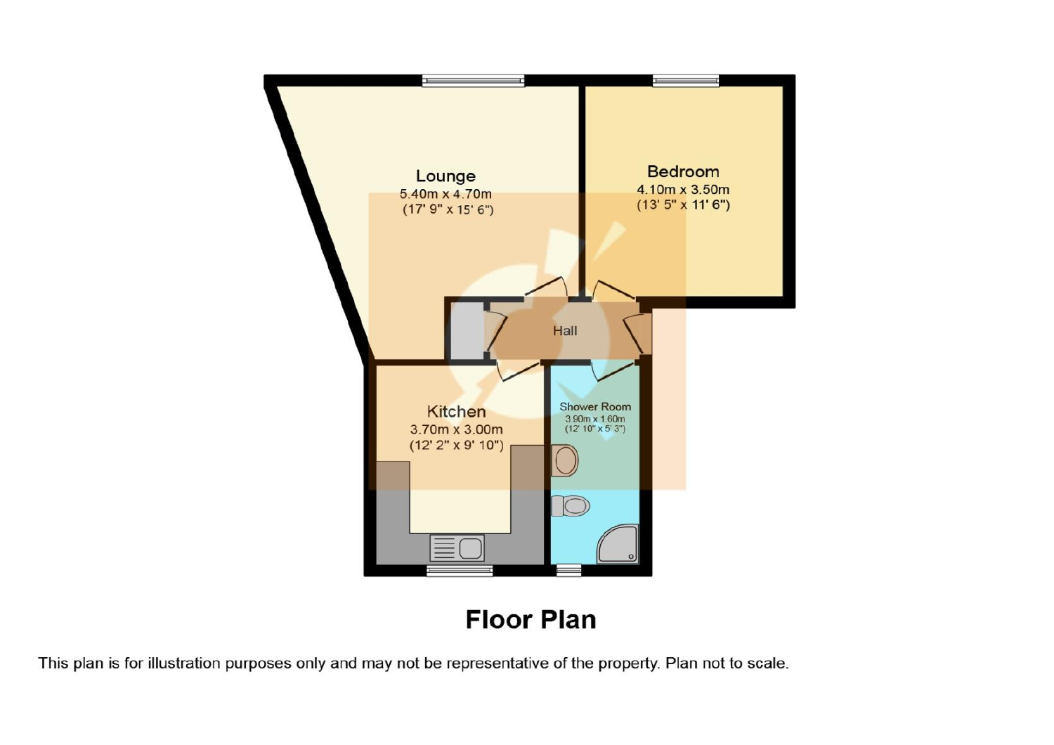Lounge
5.40m x 4.70m
(17' 9" x 15' 6")

Bedroom
4.10m x 3.50m
(13' 5" x 11' 6")

Hall

Kitchen
3.70m x 3.00m
(12' 2" x 9' 10")

Shower Room
3.90m x 1.60m
(12' 10" x 5' 3")

## Floor Plan

This plan is for illustration purposes only and may not be representative of the property. Plan not to scale.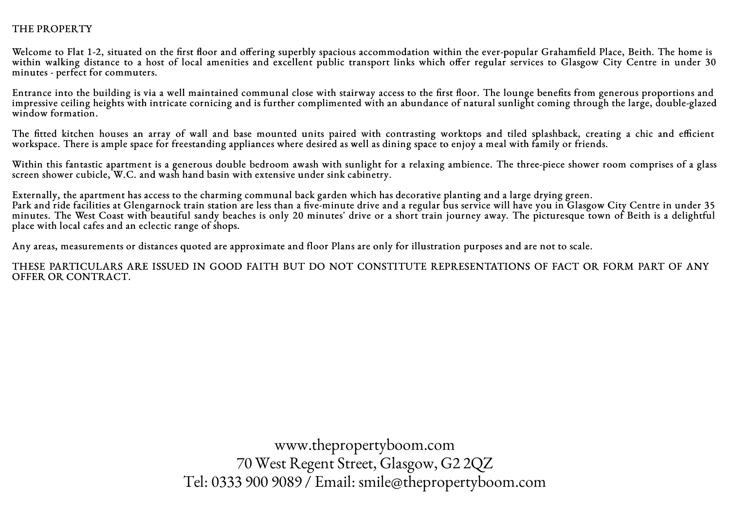# THE PROPERTY

Welcome to Flat 1-2, situated on the first floor and offering superbly spacious accommodation within the ever-popular Grahamfield Place, Beith. The home is within walking distance to a host of local amenities and excellent public transport links which offer regular services to Glasgow City Centre in under 30 minutes - perfect for commuters.

Entrance into the building is via a well maintained communal close with stairway access to the first floor. The lounge benefits from generous proportions and impressive ceiling heights with intricate cornicing and is further complimented with an abundance of natural sunlight coming through the large, double-glazed window formation.

The fitted kitchen houses an array of wall and base mounted units paired with contrasting worktops and tiled splashback, creating a chic and efficient workspace. There is ample space for freestanding appliances where desired as well as dining space to enjoy a meal with family or friends.

Within this fantastic apartment is a generous double bedroom awash with sunlight for a relaxing ambience. The three-piece shower room comprises of a glass screen shower cubicle, W.C. and wash hand basin with extensive under sink cabinetry.

Externally, the apartment has access to the charming communal back garden which has decorative planting and a large drying green.
Park and ride facilities at Glengarnock train station are less than a five-minute drive and a regular bus service will have you in Glasgow City Centre in under 35 minutes. The West Coast with beautiful sandy beaches is only 20 minutes' drive or a short train journey away. The picturesque town of Beith is a delightful place with local cafes and an eclectic range of shops.

Any areas, measurements or distances quoted are approximate and floor Plans are only for illustration purposes and are not to scale.

THESE PARTICULARS ARE ISSUED IN GOOD FAITH BUT DO NOT CONSTITUTE REPRESENTATIONS OF FACT OR FORM PART OF ANY OFFER OR CONTRACT.

www.thepropertyboom.com
70 West Regent Street, Glasgow, G2 2QZ
Tel: 0333 900 9089 / Email: smile@thepropertyboom.com